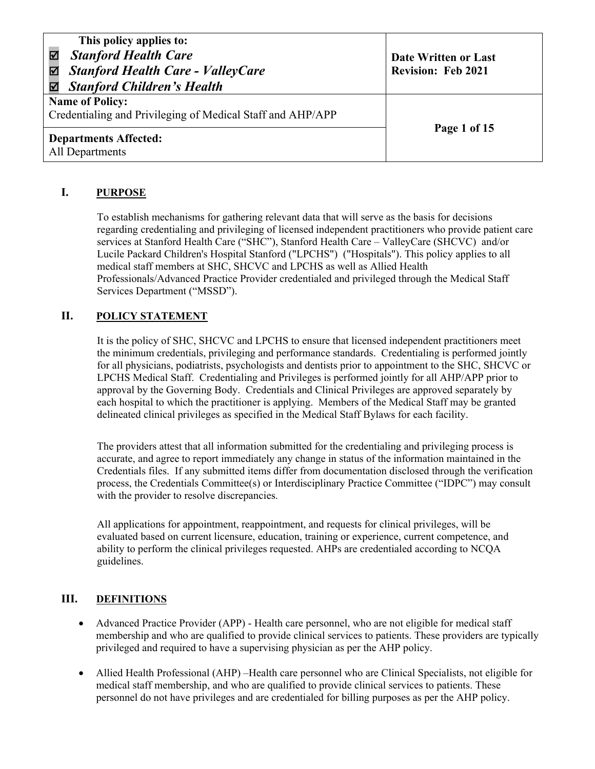| This policy applies to: ☑ *Stanford Health Care* ☑ *Stanford Health Care - ValleyCare* ☑ *Stanford Children's Health* | **Date Written or Last Revision: Feb 2021** |
|---|---|
| **Name of Policy:** Credentialing and Privileging of Medical Staff and AHP/APP | |
| **Departments Affected:** All Departments | |

## I. PURPOSE

To establish mechanisms for gathering relevant data that will serve as the basis for decisions regarding credentialing and privileging of licensed independent practitioners who provide patient care services at Stanford Health Care ("SHC"), Stanford Health Care – ValleyCare (SHCVC) and/or Lucile Packard Children's Hospital Stanford ("LPCHS") ("Hospitals"). This policy applies to all medical staff members at SHC, SHCVC and LPCHS as well as Allied Health Professionals/Advanced Practice Provider credentialed and privileged through the Medical Staff Services Department ("MSSD").

## II. POLICY STATEMENT

It is the policy of SHC, SHCVC and LPCHS to ensure that licensed independent practitioners meet the minimum credentials, privileging and performance standards. Credentialing is performed jointly for all physicians, podiatrists, psychologists and dentists prior to appointment to the SHC, SHCVC or LPCHS Medical Staff. Credentialing and Privileges is performed jointly for all AHP/APP prior to approval by the Governing Body. Credentials and Clinical Privileges are approved separately by each hospital to which the practitioner is applying. Members of the Medical Staff may be granted delineated clinical privileges as specified in the Medical Staff Bylaws for each facility.

The providers attest that all information submitted for the credentialing and privileging process is accurate, and agree to report immediately any change in status of the information maintained in the Credentials files. If any submitted items differ from documentation disclosed through the verification process, the Credentials Committee(s) or Interdisciplinary Practice Committee ("IDPC") may consult with the provider to resolve discrepancies.

All applications for appointment, reappointment, and requests for clinical privileges, will be evaluated based on current licensure, education, training or experience, current competence, and ability to perform the clinical privileges requested. AHPs are credentialed according to NCQA guidelines.

## III. DEFINITIONS

- Advanced Practice Provider (APP) - Health care personnel, who are not eligible for medical staff membership and who are qualified to provide clinical services to patients. These providers are typically privileged and required to have a supervising physician as per the AHP policy.
- Allied Health Professional (AHP) –Health care personnel who are Clinical Specialists, not eligible for medical staff membership, and who are qualified to provide clinical services to patients. These personnel do not have privileges and are credentialed for billing purposes as per the AHP policy.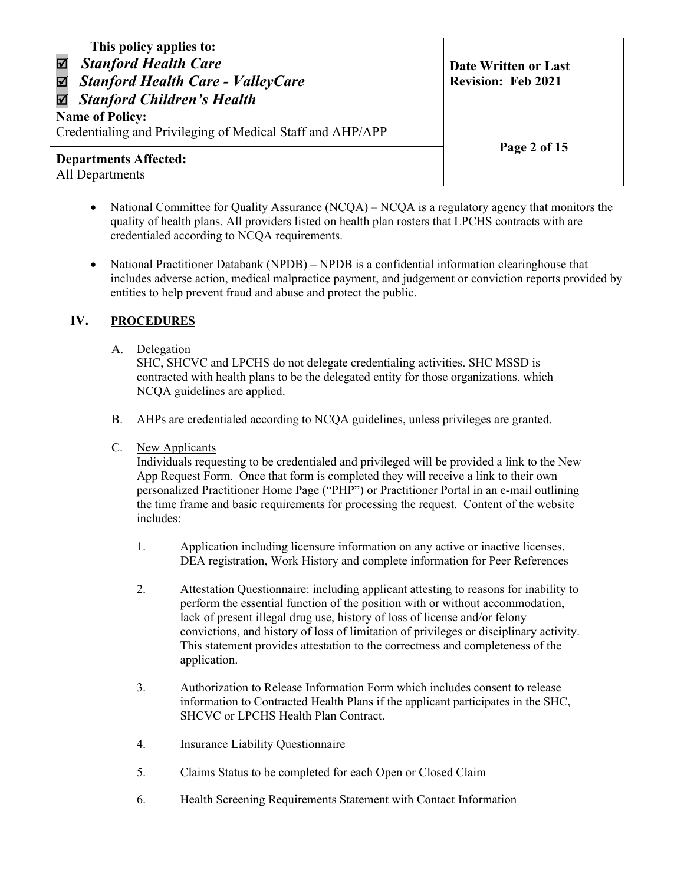- National Committee for Quality Assurance (NCQA) – NCQA is a regulatory agency that monitors the quality of health plans. All providers listed on health plan rosters that LPCHS contracts with are credentialed according to NCQA requirements.

- National Practitioner Databank (NPDB) – NPDB is a confidential information clearinghouse that includes adverse action, medical malpractice payment, and judgement or conviction reports provided by entities to help prevent fraud and abuse and protect the public.

## IV. PROCEDURES

A. Delegation
SHC, SHCVC and LPCHS do not delegate credentialing activities. SHC MSSD is contracted with health plans to be the delegated entity for those organizations, which NCQA guidelines are applied.

B. AHPs are credentialed according to NCQA guidelines, unless privileges are granted.

C. New Applicants
Individuals requesting to be credentialed and privileged will be provided a link to the New App Request Form. Once that form is completed they will receive a link to their own personalized Practitioner Home Page ("PHP") or Practitioner Portal in an e-mail outlining the time frame and basic requirements for processing the request. Content of the website includes:

1. Application including licensure information on any active or inactive licenses, DEA registration, Work History and complete information for Peer References

2. Attestation Questionnaire: including applicant attesting to reasons for inability to perform the essential function of the position with or without accommodation, lack of present illegal drug use, history of loss of license and/or felony convictions, and history of loss of limitation of privileges or disciplinary activity. This statement provides attestation to the correctness and completeness of the application.

3. Authorization to Release Information Form which includes consent to release information to Contracted Health Plans if the applicant participates in the SHC, SHCVC or LPCHS Health Plan Contract.

4. Insurance Liability Questionnaire

5. Claims Status to be completed for each Open or Closed Claim

6. Health Screening Requirements Statement with Contact Information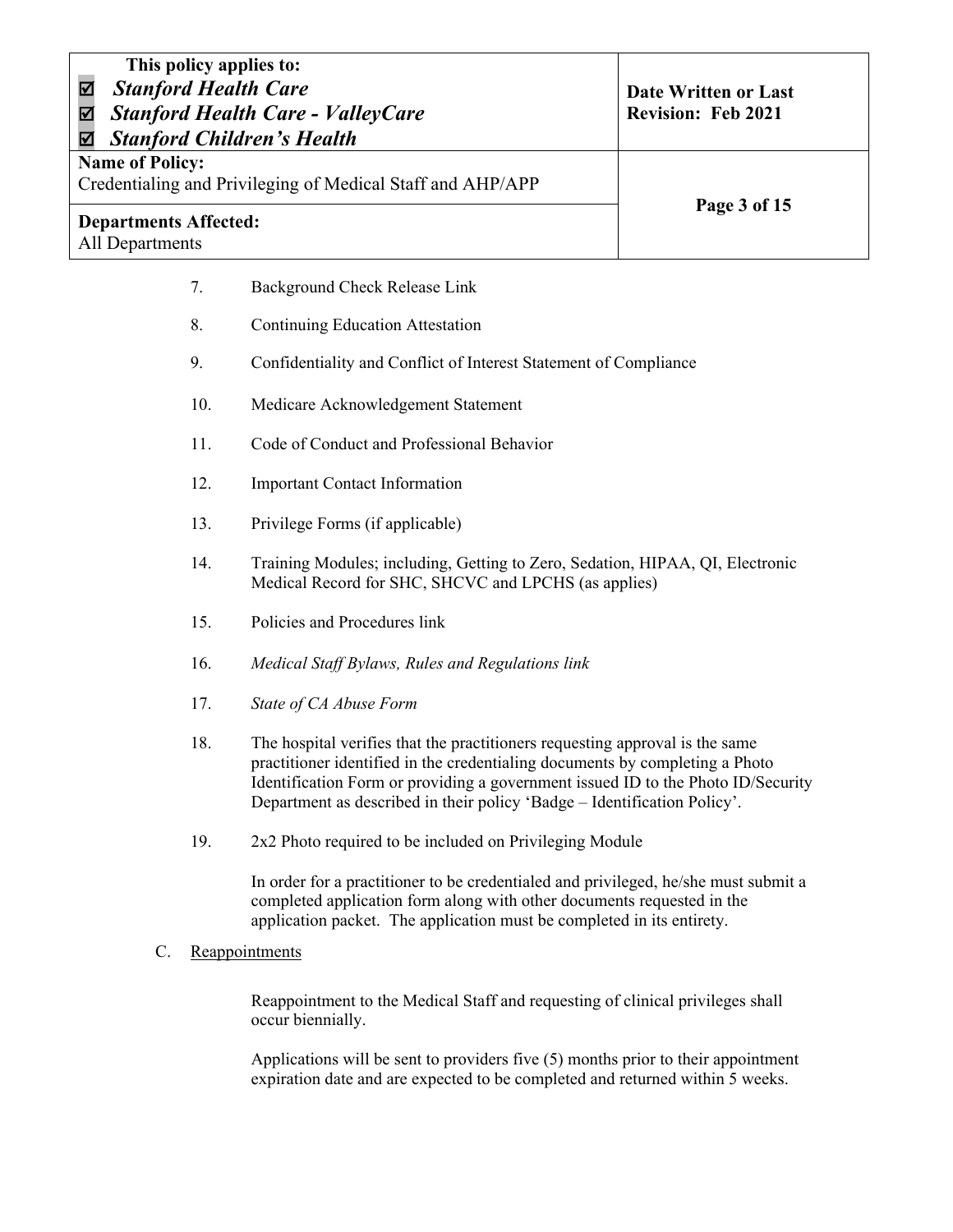7. Background Check Release Link

8. Continuing Education Attestation

9. Confidentiality and Conflict of Interest Statement of Compliance

10. Medicare Acknowledgement Statement

11. Code of Conduct and Professional Behavior

12. Important Contact Information

13. Privilege Forms (if applicable)

14. Training Modules; including, Getting to Zero, Sedation, HIPAA, QI, Electronic Medical Record for SHC, SHCVC and LPCHS (as applies)

15. Policies and Procedures link

16. *Medical Staff Bylaws, Rules and Regulations link*

17. *State of CA Abuse Form*

18. The hospital verifies that the practitioners requesting approval is the same practitioner identified in the credentialing documents by completing a Photo Identification Form or providing a government issued ID to the Photo ID/Security Department as described in their policy 'Badge – Identification Policy'.

19. 2x2 Photo required to be included on Privileging Module

    In order for a practitioner to be credentialed and privileged, he/she must submit a completed application form along with other documents requested in the application packet. The application must be completed in its entirety.

C. <u>Reappointments</u>

Reappointment to the Medical Staff and requesting of clinical privileges shall occur biennially.

Applications will be sent to providers five (5) months prior to their appointment expiration date and are expected to be completed and returned within 5 weeks.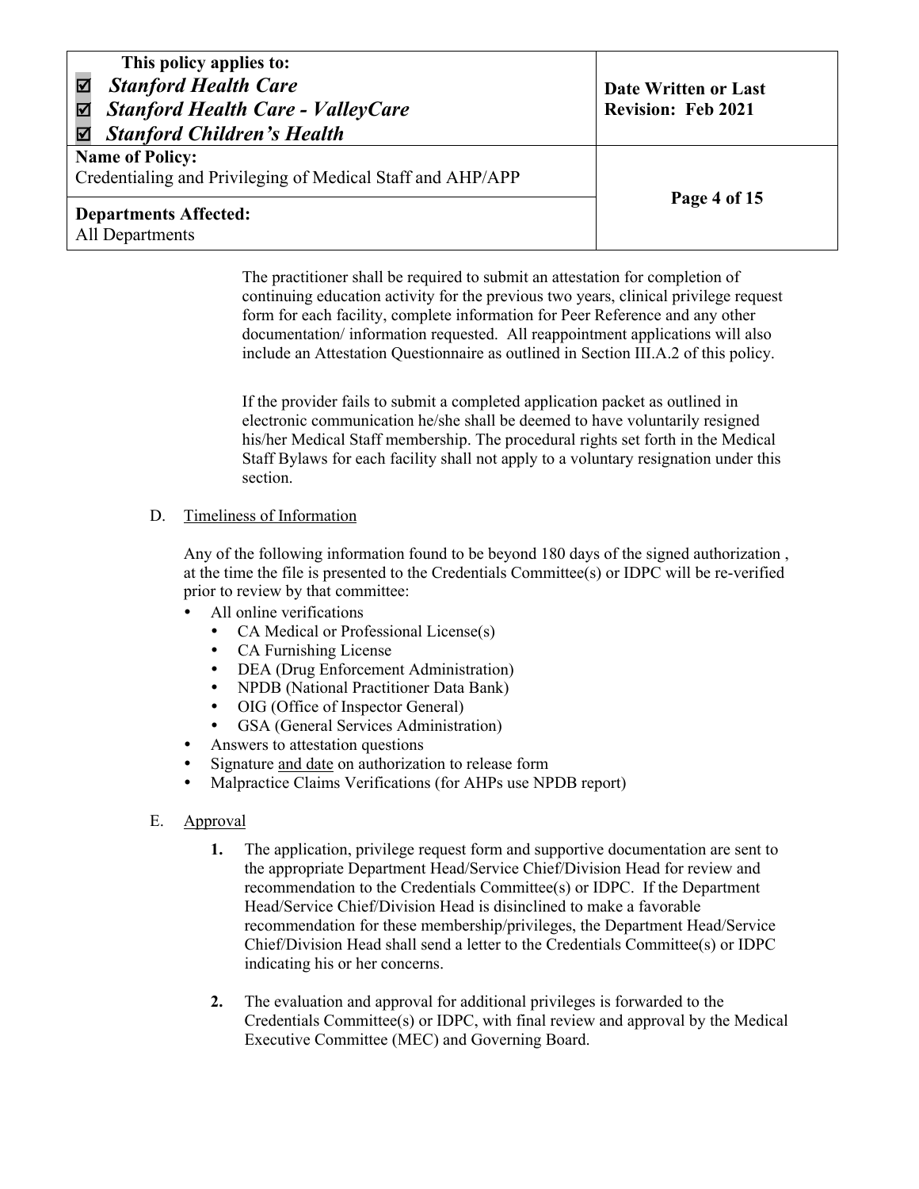The practitioner shall be required to submit an attestation for completion of continuing education activity for the previous two years, clinical privilege request form for each facility, complete information for Peer Reference and any other documentation/ information requested. All reappointment applications will also include an Attestation Questionnaire as outlined in Section III.A.2 of this policy.

If the provider fails to submit a completed application packet as outlined in electronic communication he/she shall be deemed to have voluntarily resigned his/her Medical Staff membership. The procedural rights set forth in the Medical Staff Bylaws for each facility shall not apply to a voluntary resignation under this section.

D. Timeliness of Information

Any of the following information found to be beyond 180 days of the signed authorization , at the time the file is presented to the Credentials Committee(s) or IDPC will be re-verified prior to review by that committee:

- All online verifications
  - CA Medical or Professional License(s)
  - CA Furnishing License
  - DEA (Drug Enforcement Administration)
  - NPDB (National Practitioner Data Bank)
  - OIG (Office of Inspector General)
  - GSA (General Services Administration)
- Answers to attestation questions
- Signature and date on authorization to release form
- Malpractice Claims Verifications (for AHPs use NPDB report)

E. Approval

1. The application, privilege request form and supportive documentation are sent to the appropriate Department Head/Service Chief/Division Head for review and recommendation to the Credentials Committee(s) or IDPC. If the Department Head/Service Chief/Division Head is disinclined to make a favorable recommendation for these membership/privileges, the Department Head/Service Chief/Division Head shall send a letter to the Credentials Committee(s) or IDPC indicating his or her concerns.

2. The evaluation and approval for additional privileges is forwarded to the Credentials Committee(s) or IDPC, with final review and approval by the Medical Executive Committee (MEC) and Governing Board.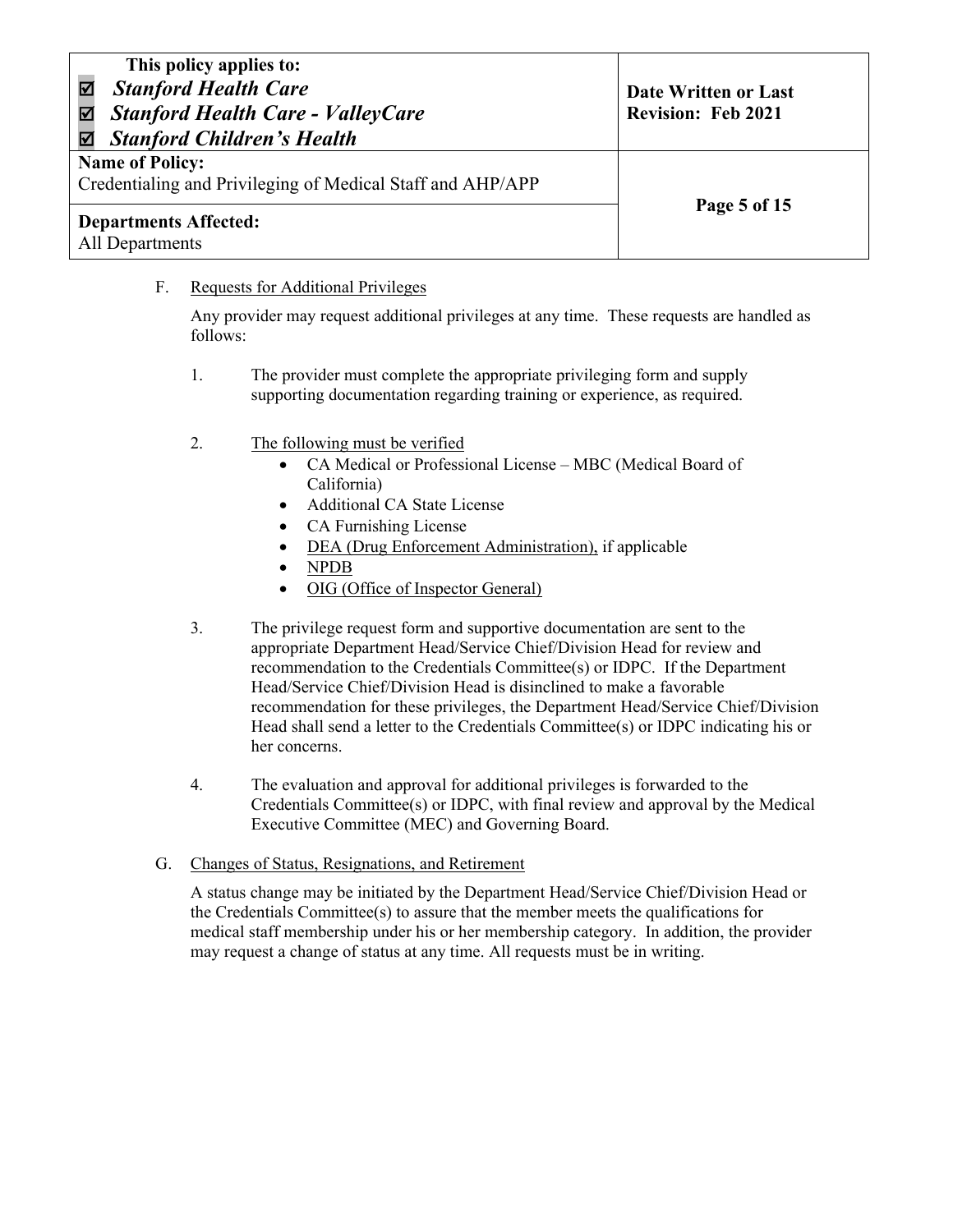F. Requests for Additional Privileges

Any provider may request additional privileges at any time. These requests are handled as follows:

1. The provider must complete the appropriate privileging form and supply supporting documentation regarding training or experience, as required.

2. The following must be verified
    - CA Medical or Professional License – MBC (Medical Board of California)
    - Additional CA State License
    - CA Furnishing License
    - DEA (Drug Enforcement Administration), if applicable
    - NPDB
    - OIG (Office of Inspector General)

3. The privilege request form and supportive documentation are sent to the appropriate Department Head/Service Chief/Division Head for review and recommendation to the Credentials Committee(s) or IDPC. If the Department Head/Service Chief/Division Head is disinclined to make a favorable recommendation for these privileges, the Department Head/Service Chief/Division Head shall send a letter to the Credentials Committee(s) or IDPC indicating his or her concerns.

4. The evaluation and approval for additional privileges is forwarded to the Credentials Committee(s) or IDPC, with final review and approval by the Medical Executive Committee (MEC) and Governing Board.

G. Changes of Status, Resignations, and Retirement

A status change may be initiated by the Department Head/Service Chief/Division Head or the Credentials Committee(s) to assure that the member meets the qualifications for medical staff membership under his or her membership category. In addition, the provider may request a change of status at any time. All requests must be in writing.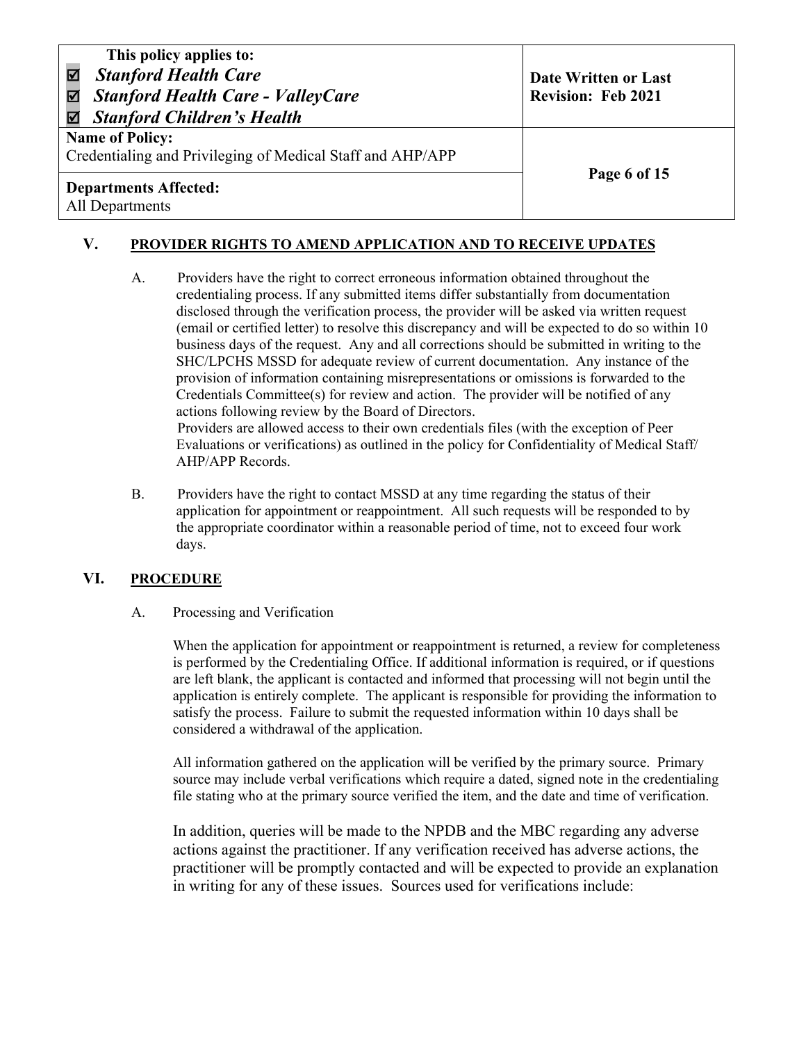## V. PROVIDER RIGHTS TO AMEND APPLICATION AND TO RECEIVE UPDATES

A. Providers have the right to correct erroneous information obtained throughout the credentialing process. If any submitted items differ substantially from documentation disclosed through the verification process, the provider will be asked via written request (email or certified letter) to resolve this discrepancy and will be expected to do so within 10 business days of the request. Any and all corrections should be submitted in writing to the SHC/LPCHS MSSD for adequate review of current documentation. Any instance of the provision of information containing misrepresentations or omissions is forwarded to the Credentials Committee(s) for review and action. The provider will be notified of any actions following review by the Board of Directors.
Providers are allowed access to their own credentials files (with the exception of Peer Evaluations or verifications) as outlined in the policy for Confidentiality of Medical Staff/ AHP/APP Records.

B. Providers have the right to contact MSSD at any time regarding the status of their application for appointment or reappointment. All such requests will be responded to by the appropriate coordinator within a reasonable period of time, not to exceed four work days.

## VI. PROCEDURE

A. Processing and Verification

When the application for appointment or reappointment is returned, a review for completeness is performed by the Credentialing Office. If additional information is required, or if questions are left blank, the applicant is contacted and informed that processing will not begin until the application is entirely complete. The applicant is responsible for providing the information to satisfy the process. Failure to submit the requested information within 10 days shall be considered a withdrawal of the application.

All information gathered on the application will be verified by the primary source. Primary source may include verbal verifications which require a dated, signed note in the credentialing file stating who at the primary source verified the item, and the date and time of verification.

In addition, queries will be made to the NPDB and the MBC regarding any adverse actions against the practitioner. If any verification received has adverse actions, the practitioner will be promptly contacted and will be expected to provide an explanation in writing for any of these issues. Sources used for verifications include: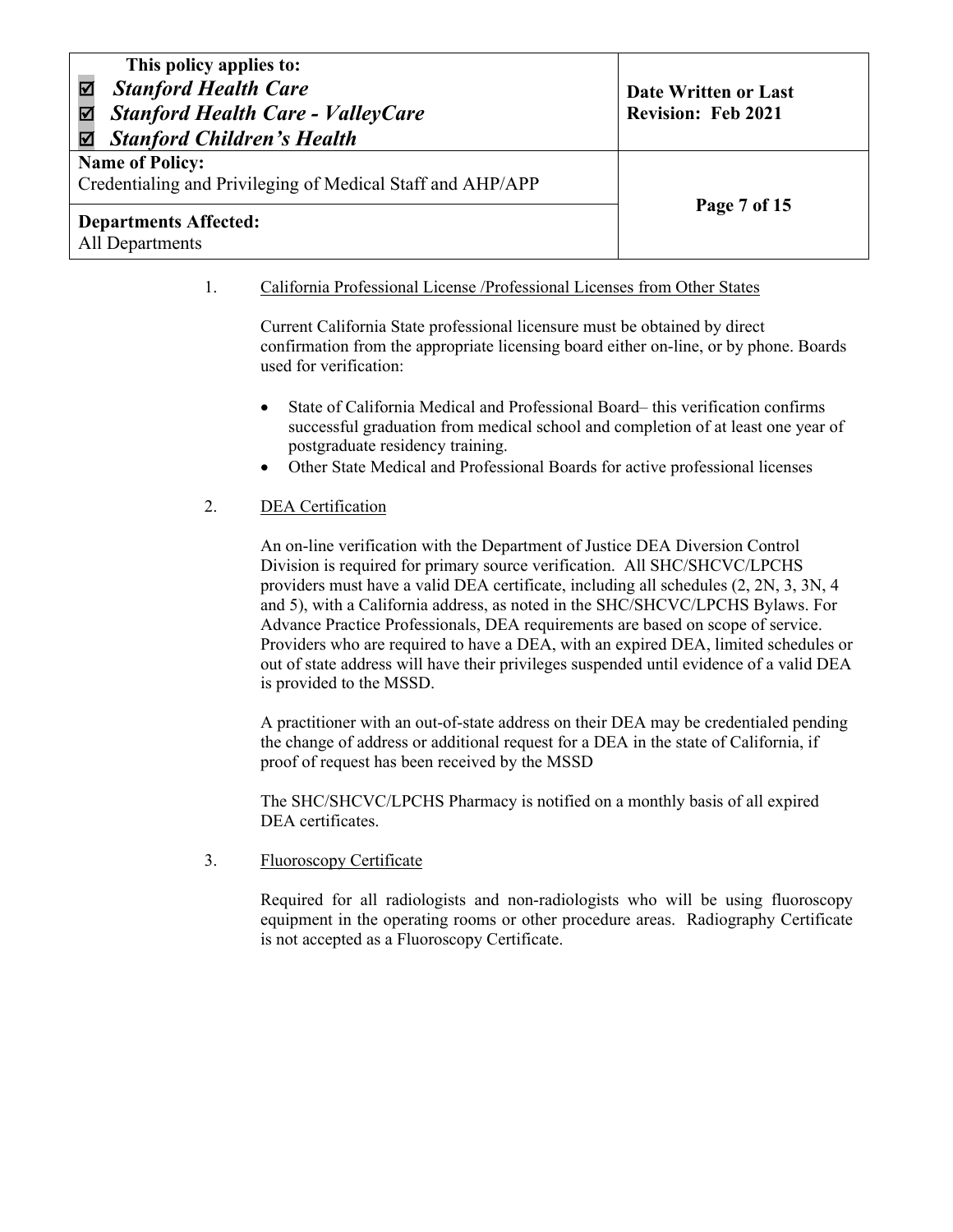1. California Professional License /Professional Licenses from Other States

   Current California State professional licensure must be obtained by direct confirmation from the appropriate licensing board either on-line, or by phone. Boards used for verification:

   - State of California Medical and Professional Board– this verification confirms successful graduation from medical school and completion of at least one year of postgraduate residency training.
   - Other State Medical and Professional Boards for active professional licenses

2. DEA Certification

   An on-line verification with the Department of Justice DEA Diversion Control Division is required for primary source verification. All SHC/SHCVC/LPCHS providers must have a valid DEA certificate, including all schedules (2, 2N, 3, 3N, 4 and 5), with a California address, as noted in the SHC/SHCVC/LPCHS Bylaws. For Advance Practice Professionals, DEA requirements are based on scope of service. Providers who are required to have a DEA, with an expired DEA, limited schedules or out of state address will have their privileges suspended until evidence of a valid DEA is provided to the MSSD.

   A practitioner with an out-of-state address on their DEA may be credentialed pending the change of address or additional request for a DEA in the state of California, if proof of request has been received by the MSSD

   The SHC/SHCVC/LPCHS Pharmacy is notified on a monthly basis of all expired DEA certificates.

3. Fluoroscopy Certificate

   Required for all radiologists and non-radiologists who will be using fluoroscopy equipment in the operating rooms or other procedure areas. Radiography Certificate is not accepted as a Fluoroscopy Certificate.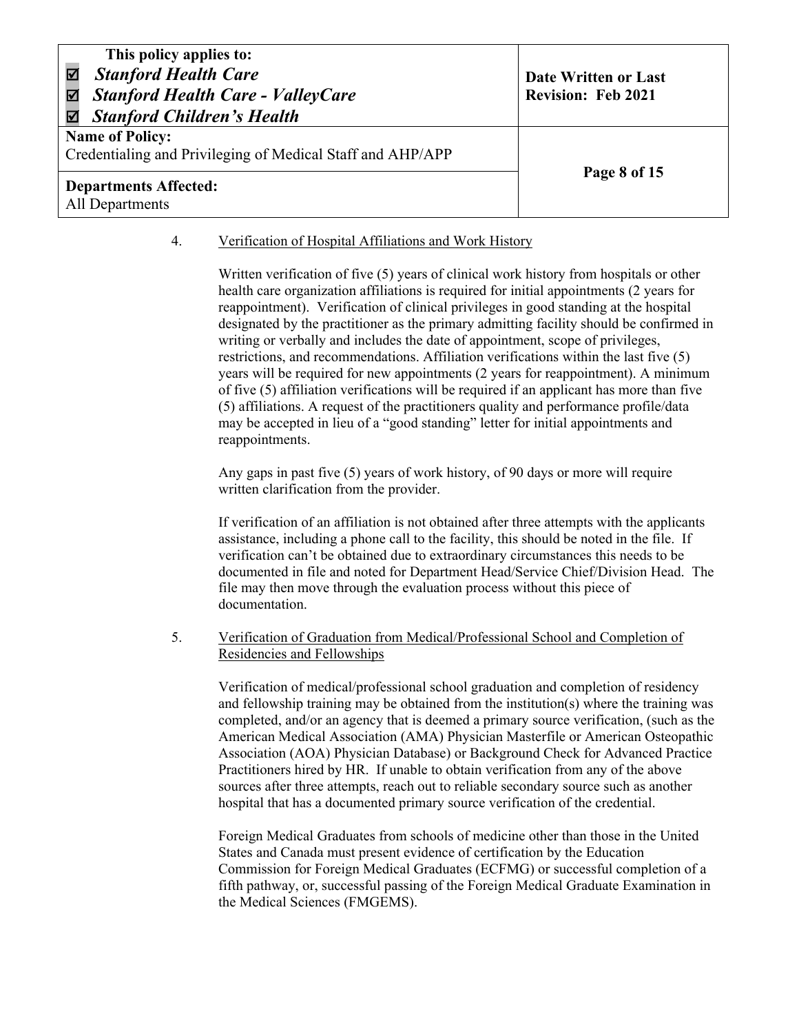4. <u>Verification of Hospital Affiliations and Work History</u>

   Written verification of five (5) years of clinical work history from hospitals or other health care organization affiliations is required for initial appointments (2 years for reappointment). Verification of clinical privileges in good standing at the hospital designated by the practitioner as the primary admitting facility should be confirmed in writing or verbally and includes the date of appointment, scope of privileges, restrictions, and recommendations. Affiliation verifications within the last five (5) years will be required for new appointments (2 years for reappointment). A minimum of five (5) affiliation verifications will be required if an applicant has more than five (5) affiliations. A request of the practitioners quality and performance profile/data may be accepted in lieu of a "good standing" letter for initial appointments and reappointments.

   Any gaps in past five (5) years of work history, of 90 days or more will require written clarification from the provider.

   If verification of an affiliation is not obtained after three attempts with the applicants assistance, including a phone call to the facility, this should be noted in the file. If verification can't be obtained due to extraordinary circumstances this needs to be documented in file and noted for Department Head/Service Chief/Division Head. The file may then move through the evaluation process without this piece of documentation.

5. <u>Verification of Graduation from Medical/Professional School and Completion of Residencies and Fellowships</u>

   Verification of medical/professional school graduation and completion of residency and fellowship training may be obtained from the institution(s) where the training was completed, and/or an agency that is deemed a primary source verification, (such as the American Medical Association (AMA) Physician Masterfile or American Osteopathic Association (AOA) Physician Database) or Background Check for Advanced Practice Practitioners hired by HR. If unable to obtain verification from any of the above sources after three attempts, reach out to reliable secondary source such as another hospital that has a documented primary source verification of the credential.

   Foreign Medical Graduates from schools of medicine other than those in the United States and Canada must present evidence of certification by the Education Commission for Foreign Medical Graduates (ECFMG) or successful completion of a fifth pathway, or, successful passing of the Foreign Medical Graduate Examination in the Medical Sciences (FMGEMS).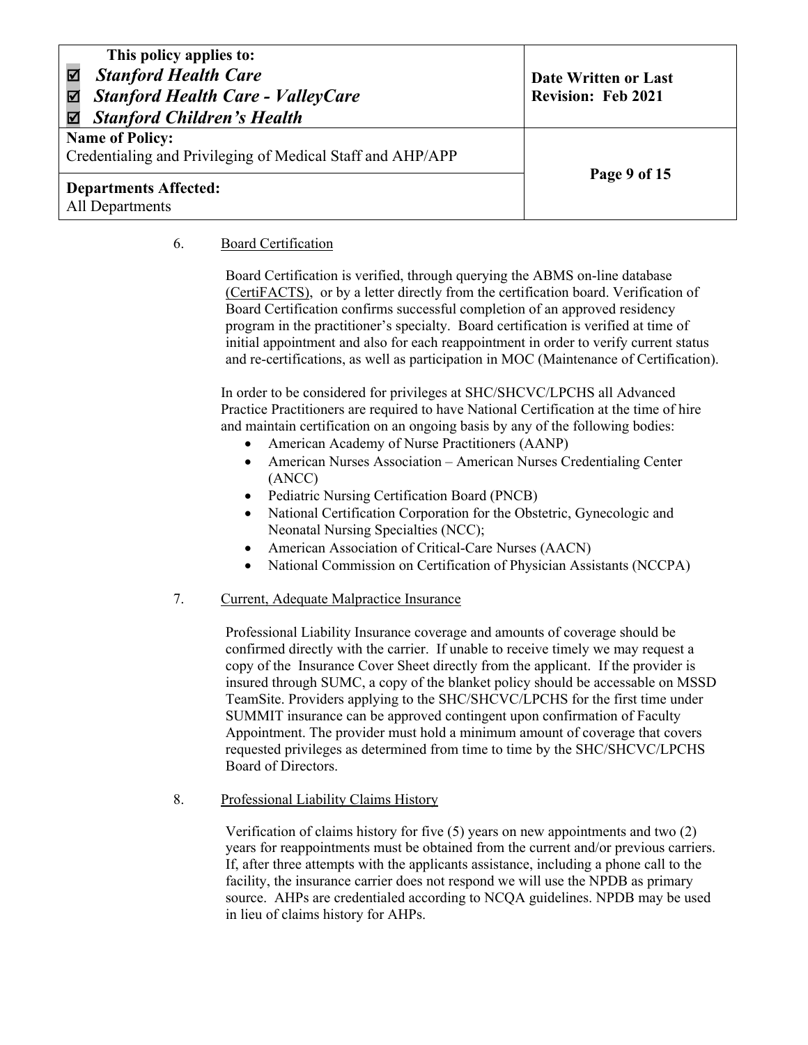6. Board Certification

Board Certification is verified, through querying the ABMS on-line database (CertiFACTS), or by a letter directly from the certification board. Verification of Board Certification confirms successful completion of an approved residency program in the practitioner's specialty. Board certification is verified at time of initial appointment and also for each reappointment in order to verify current status and re-certifications, as well as participation in MOC (Maintenance of Certification).

In order to be considered for privileges at SHC/SHCVC/LPCHS all Advanced Practice Practitioners are required to have National Certification at the time of hire and maintain certification on an ongoing basis by any of the following bodies:

- American Academy of Nurse Practitioners (AANP)
- American Nurses Association – American Nurses Credentialing Center (ANCC)
- Pediatric Nursing Certification Board (PNCB)
- National Certification Corporation for the Obstetric, Gynecologic and Neonatal Nursing Specialties (NCC);
- American Association of Critical-Care Nurses (AACN)
- National Commission on Certification of Physician Assistants (NCCPA)

7. Current, Adequate Malpractice Insurance

Professional Liability Insurance coverage and amounts of coverage should be confirmed directly with the carrier. If unable to receive timely we may request a copy of the Insurance Cover Sheet directly from the applicant. If the provider is insured through SUMC, a copy of the blanket policy should be accessable on MSSD TeamSite. Providers applying to the SHC/SHCVC/LPCHS for the first time under SUMMIT insurance can be approved contingent upon confirmation of Faculty Appointment. The provider must hold a minimum amount of coverage that covers requested privileges as determined from time to time by the SHC/SHCVC/LPCHS Board of Directors.

8. Professional Liability Claims History

Verification of claims history for five (5) years on new appointments and two (2) years for reappointments must be obtained from the current and/or previous carriers. If, after three attempts with the applicants assistance, including a phone call to the facility, the insurance carrier does not respond we will use the NPDB as primary source. AHPs are credentialed according to NCQA guidelines. NPDB may be used in lieu of claims history for AHPs.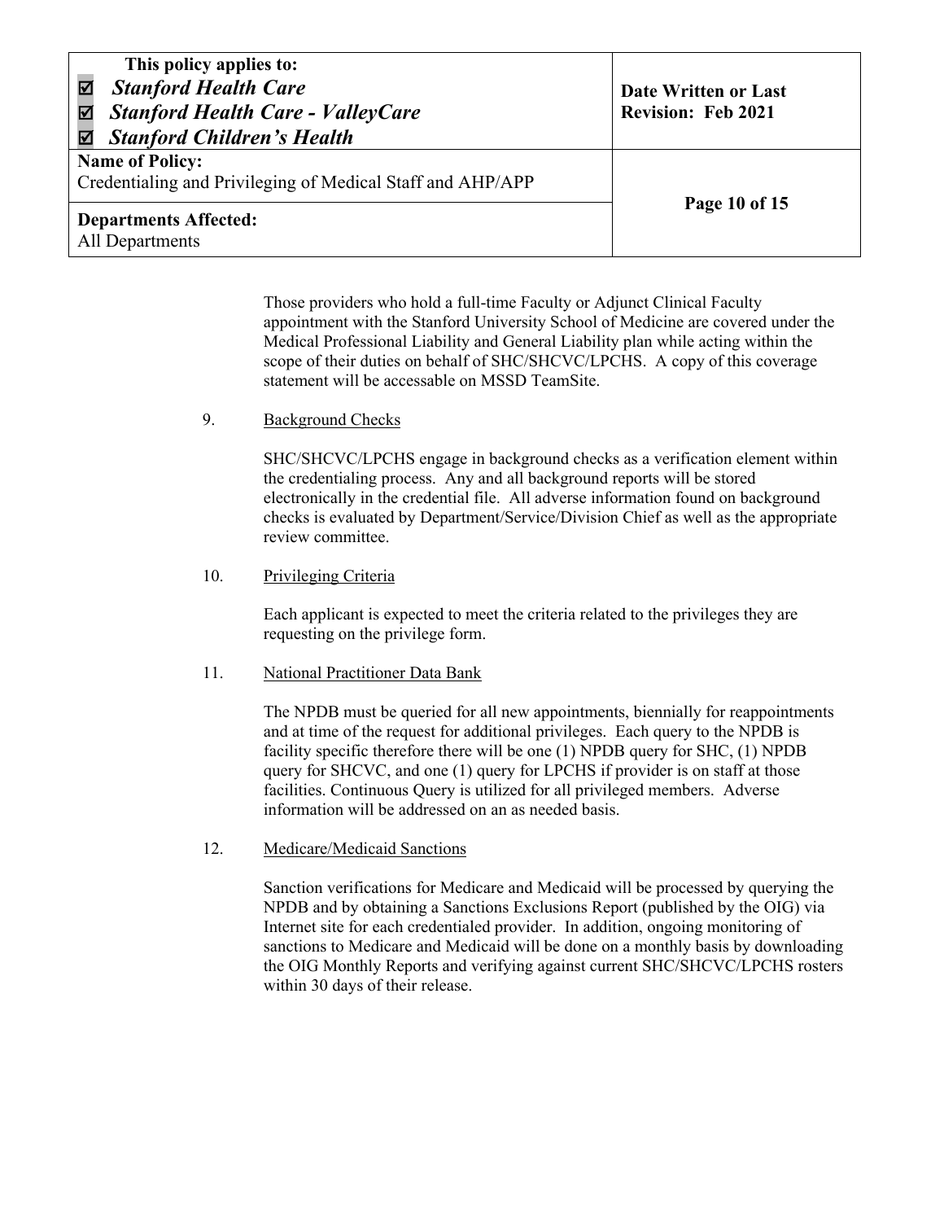Those providers who hold a full-time Faculty or Adjunct Clinical Faculty appointment with the Stanford University School of Medicine are covered under the Medical Professional Liability and General Liability plan while acting within the scope of their duties on behalf of SHC/SHCVC/LPCHS. A copy of this coverage statement will be accessable on MSSD TeamSite.

9. Background Checks

   SHC/SHCVC/LPCHS engage in background checks as a verification element within the credentialing process. Any and all background reports will be stored electronically in the credential file. All adverse information found on background checks is evaluated by Department/Service/Division Chief as well as the appropriate review committee.

10. Privileging Criteria

    Each applicant is expected to meet the criteria related to the privileges they are requesting on the privilege form.

11. National Practitioner Data Bank

    The NPDB must be queried for all new appointments, biennially for reappointments and at time of the request for additional privileges. Each query to the NPDB is facility specific therefore there will be one (1) NPDB query for SHC, (1) NPDB query for SHCVC, and one (1) query for LPCHS if provider is on staff at those facilities. Continuous Query is utilized for all privileged members. Adverse information will be addressed on an as needed basis.

12. Medicare/Medicaid Sanctions

    Sanction verifications for Medicare and Medicaid will be processed by querying the NPDB and by obtaining a Sanctions Exclusions Report (published by the OIG) via Internet site for each credentialed provider. In addition, ongoing monitoring of sanctions to Medicare and Medicaid will be done on a monthly basis by downloading the OIG Monthly Reports and verifying against current SHC/SHCVC/LPCHS rosters within 30 days of their release.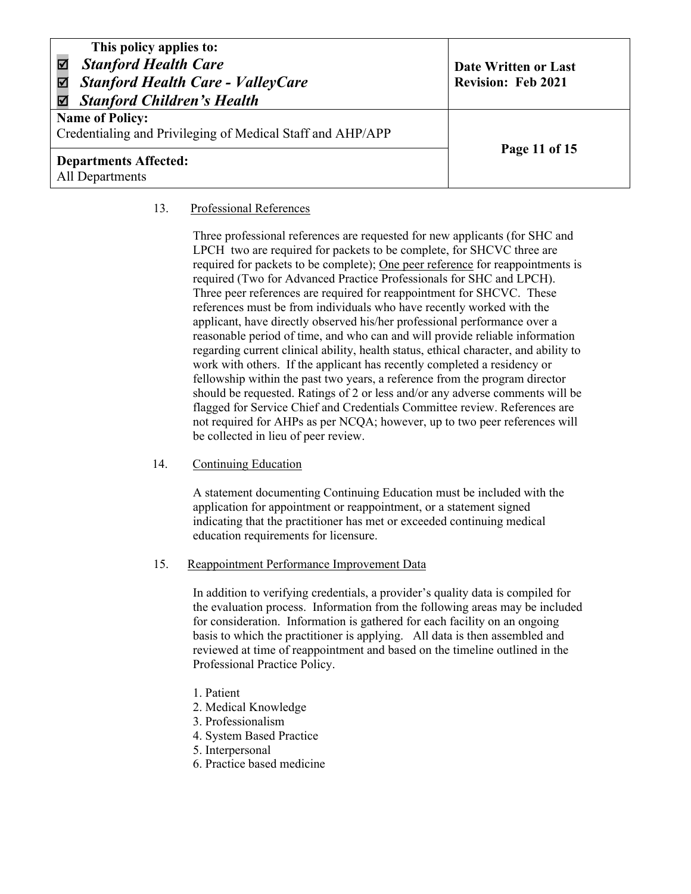13. <u>Professional References</u>

Three professional references are requested for new applicants (for SHC and LPCH  two are required for packets to be complete, for SHCVC three are required for packets to be complete); <u>One peer reference</u> for reappointments is required (Two for Advanced Practice Professionals for SHC and LPCH). Three peer references are required for reappointment for SHCVC.  These references must be from individuals who have recently worked with the applicant, have directly observed his/her professional performance over a reasonable period of time, and who can and will provide reliable information regarding current clinical ability, health status, ethical character, and ability to work with others.  If the applicant has recently completed a residency or fellowship within the past two years, a reference from the program director should be requested. Ratings of 2 or less and/or any adverse comments will be flagged for Service Chief and Credentials Committee review. References are not required for AHPs as per NCQA; however, up to two peer references will be collected in lieu of peer review.

14. <u>Continuing Education</u>

A statement documenting Continuing Education must be included with the application for appointment or reappointment, or a statement signed indicating that the practitioner has met or exceeded continuing medical education requirements for licensure.

15. <u>Reappointment Performance Improvement Data</u>

In addition to verifying credentials, a provider's quality data is compiled for the evaluation process.  Information from the following areas may be included for consideration.  Information is gathered for each facility on an ongoing basis to which the practitioner is applying.   All data is then assembled and reviewed at time of reappointment and based on the timeline outlined in the Professional Practice Policy.

1. Patient
2. Medical Knowledge
3. Professionalism
4. System Based Practice
5. Interpersonal
6. Practice based medicine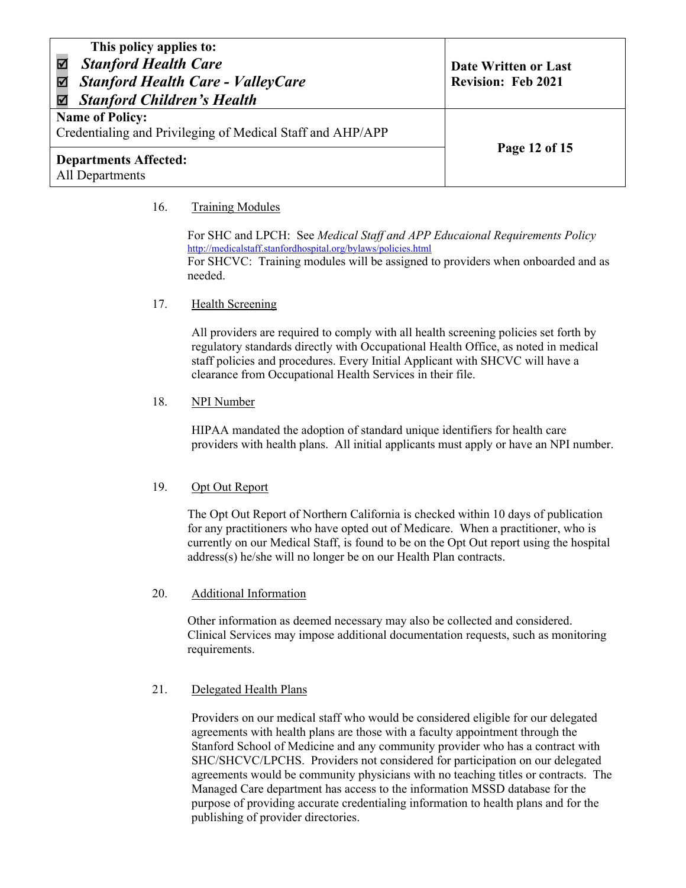16. Training Modules

For SHC and LPCH: See *Medical Staff and APP Educaional Requirements Policy* http://medicalstaff.stanfordhospital.org/bylaws/policies.html
For SHCVC: Training modules will be assigned to providers when onboarded and as needed.

17. Health Screening

All providers are required to comply with all health screening policies set forth by regulatory standards directly with Occupational Health Office, as noted in medical staff policies and procedures. Every Initial Applicant with SHCVC will have a clearance from Occupational Health Services in their file.

18. NPI Number

HIPAA mandated the adoption of standard unique identifiers for health care providers with health plans. All initial applicants must apply or have an NPI number.

19. Opt Out Report

The Opt Out Report of Northern California is checked within 10 days of publication for any practitioners who have opted out of Medicare. When a practitioner, who is currently on our Medical Staff, is found to be on the Opt Out report using the hospital address(s) he/she will no longer be on our Health Plan contracts.

20. Additional Information

Other information as deemed necessary may also be collected and considered. Clinical Services may impose additional documentation requests, such as monitoring requirements.

21. Delegated Health Plans

Providers on our medical staff who would be considered eligible for our delegated agreements with health plans are those with a faculty appointment through the Stanford School of Medicine and any community provider who has a contract with SHC/SHCVC/LPCHS. Providers not considered for participation on our delegated agreements would be community physicians with no teaching titles or contracts. The Managed Care department has access to the information MSSD database for the purpose of providing accurate credentialing information to health plans and for the publishing of provider directories.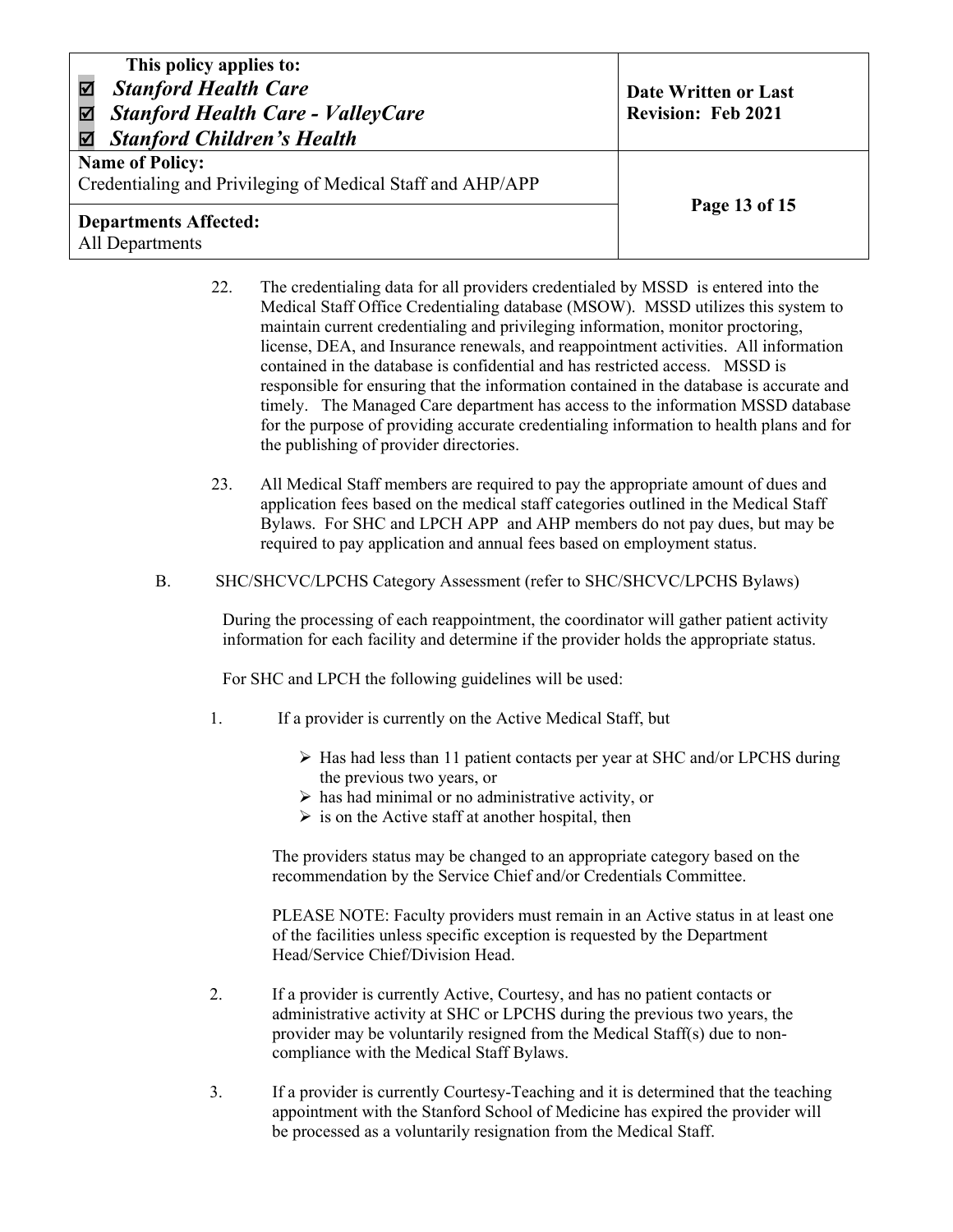22. The credentialing data for all providers credentialed by MSSD is entered into the Medical Staff Office Credentialing database (MSOW). MSSD utilizes this system to maintain current credentialing and privileging information, monitor proctoring, license, DEA, and Insurance renewals, and reappointment activities. All information contained in the database is confidential and has restricted access. MSSD is responsible for ensuring that the information contained in the database is accurate and timely. The Managed Care department has access to the information MSSD database for the purpose of providing accurate credentialing information to health plans and for the publishing of provider directories.

23. All Medical Staff members are required to pay the appropriate amount of dues and application fees based on the medical staff categories outlined in the Medical Staff Bylaws. For SHC and LPCH APP and AHP members do not pay dues, but may be required to pay application and annual fees based on employment status.

B. SHC/SHCVC/LPCHS Category Assessment (refer to SHC/SHCVC/LPCHS Bylaws)

During the processing of each reappointment, the coordinator will gather patient activity information for each facility and determine if the provider holds the appropriate status.

For SHC and LPCH the following guidelines will be used:

1. If a provider is currently on the Active Medical Staff, but

   - Has had less than 11 patient contacts per year at SHC and/or LPCHS during the previous two years, or
   - has had minimal or no administrative activity, or
   - is on the Active staff at another hospital, then

   The providers status may be changed to an appropriate category based on the recommendation by the Service Chief and/or Credentials Committee.

   PLEASE NOTE: Faculty providers must remain in an Active status in at least one of the facilities unless specific exception is requested by the Department Head/Service Chief/Division Head.

2. If a provider is currently Active, Courtesy, and has no patient contacts or administrative activity at SHC or LPCHS during the previous two years, the provider may be voluntarily resigned from the Medical Staff(s) due to non-compliance with the Medical Staff Bylaws.

3. If a provider is currently Courtesy-Teaching and it is determined that the teaching appointment with the Stanford School of Medicine has expired the provider will be processed as a voluntarily resignation from the Medical Staff.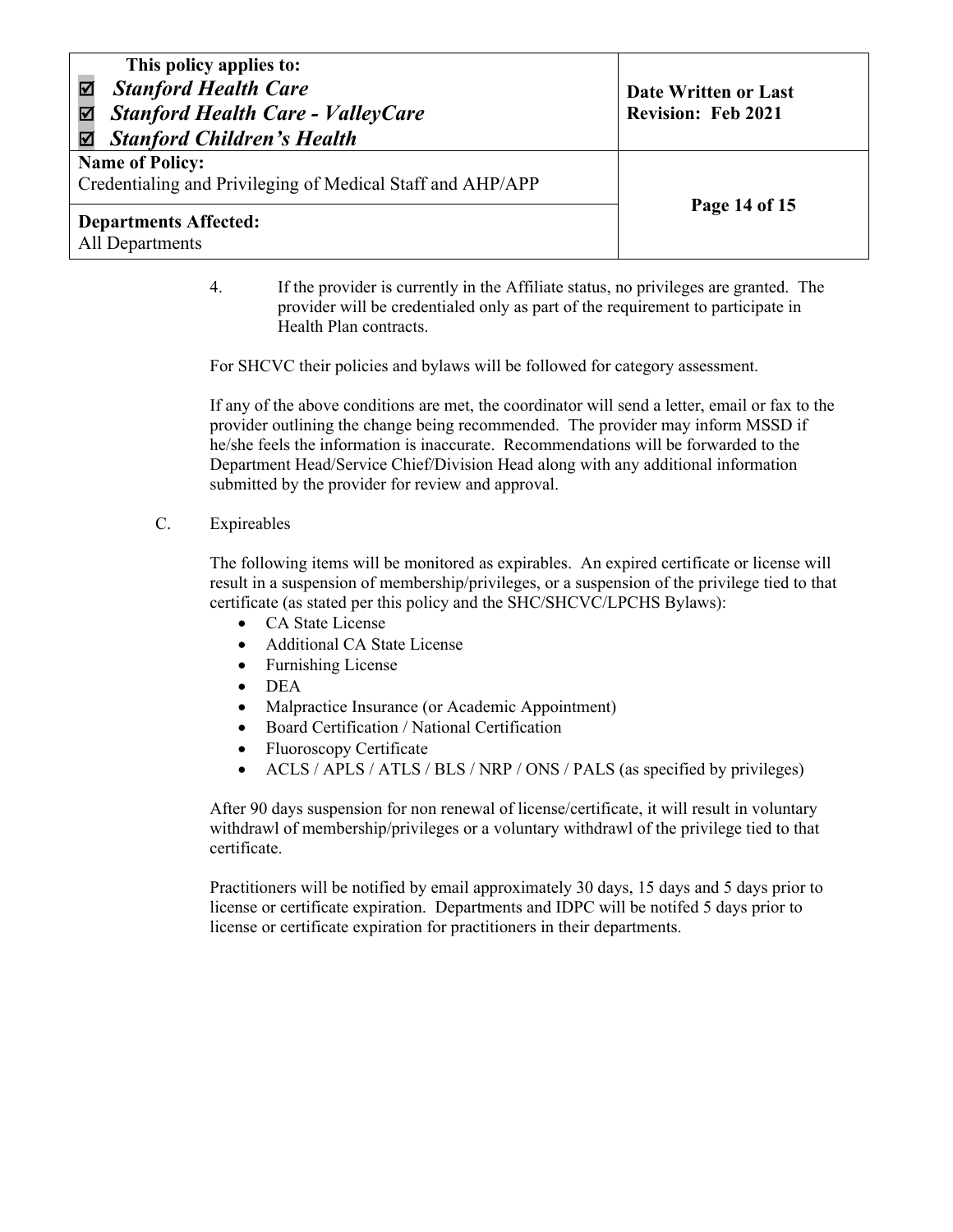4. If the provider is currently in the Affiliate status, no privileges are granted. The provider will be credentialed only as part of the requirement to participate in Health Plan contracts.

For SHCVC their policies and bylaws will be followed for category assessment.

If any of the above conditions are met, the coordinator will send a letter, email or fax to the provider outlining the change being recommended. The provider may inform MSSD if he/she feels the information is inaccurate. Recommendations will be forwarded to the Department Head/Service Chief/Division Head along with any additional information submitted by the provider for review and approval.

C. Expireables

The following items will be monitored as expirables. An expired certificate or license will result in a suspension of membership/privileges, or a suspension of the privilege tied to that certificate (as stated per this policy and the SHC/SHCVC/LPCHS Bylaws):

- CA State License
- Additional CA State License
- Furnishing License
- DEA
- Malpractice Insurance (or Academic Appointment)
- Board Certification / National Certification
- Fluoroscopy Certificate
- ACLS / APLS / ATLS / BLS / NRP / ONS / PALS (as specified by privileges)

After 90 days suspension for non renewal of license/certificate, it will result in voluntary withdrawl of membership/privileges or a voluntary withdrawl of the privilege tied to that certificate.

Practitioners will be notified by email approximately 30 days, 15 days and 5 days prior to license or certificate expiration. Departments and IDPC will be notifed 5 days prior to license or certificate expiration for practitioners in their departments.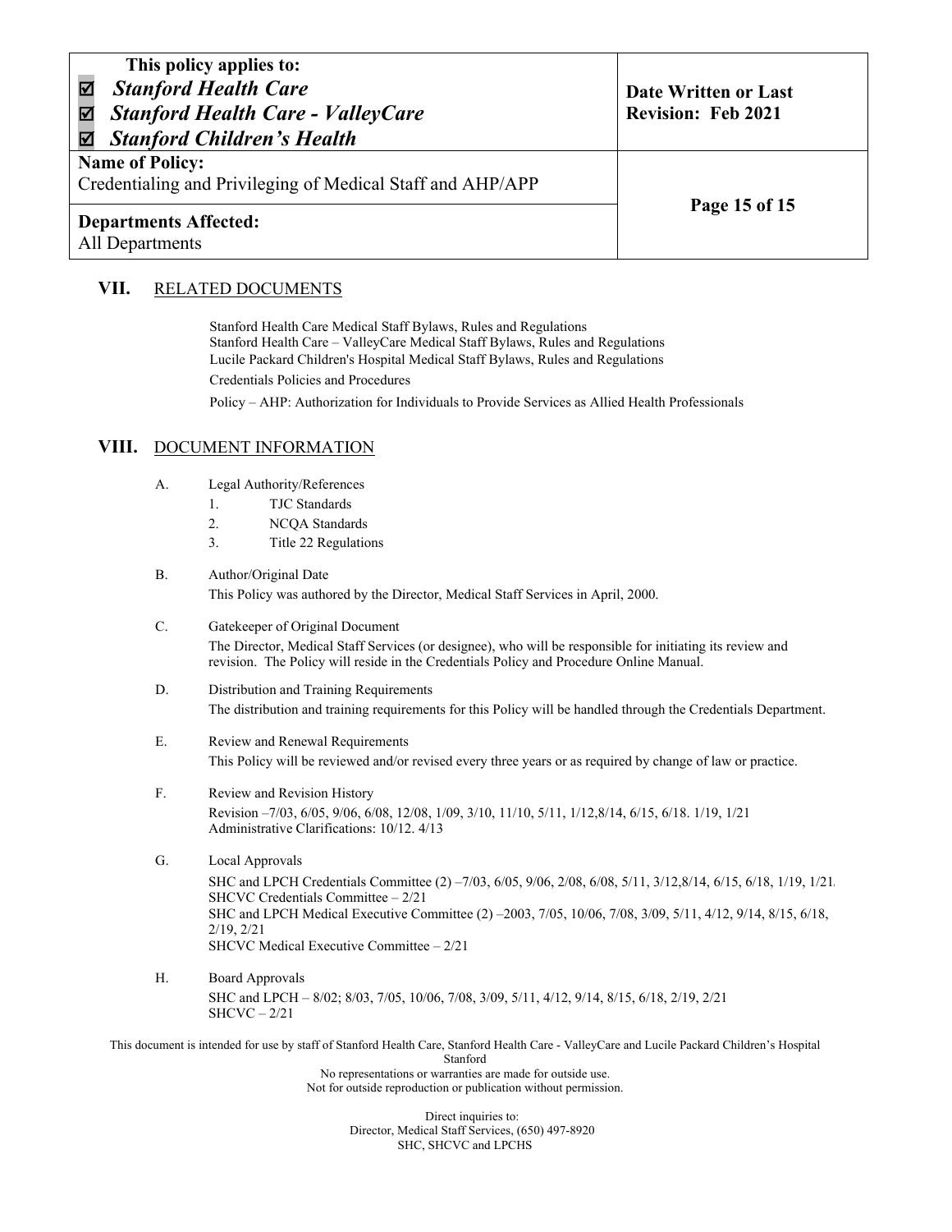## VII. RELATED DOCUMENTS

Stanford Health Care Medical Staff Bylaws, Rules and Regulations
Stanford Health Care – ValleyCare Medical Staff Bylaws, Rules and Regulations
Lucile Packard Children's Hospital Medical Staff Bylaws, Rules and Regulations
Credentials Policies and Procedures
Policy – AHP: Authorization for Individuals to Provide Services as Allied Health Professionals

## VIII. DOCUMENT INFORMATION

A. Legal Authority/References
   1. TJC Standards
   2. NCQA Standards
   3. Title 22 Regulations

B. Author/Original Date
   This Policy was authored by the Director, Medical Staff Services in April, 2000.

C. Gatekeeper of Original Document
   The Director, Medical Staff Services (or designee), who will be responsible for initiating its review and revision. The Policy will reside in the Credentials Policy and Procedure Online Manual.

D. Distribution and Training Requirements
   The distribution and training requirements for this Policy will be handled through the Credentials Department.

E. Review and Renewal Requirements
   This Policy will be reviewed and/or revised every three years or as required by change of law or practice.

F. Review and Revision History
   Revision –7/03, 6/05, 9/06, 6/08, 12/08, 1/09, 3/10, 11/10, 5/11, 1/12,8/14, 6/15, 6/18. 1/19, 1/21
   Administrative Clarifications: 10/12. 4/13

G. Local Approvals
   SHC and LPCH Credentials Committee (2) –7/03, 6/05, 9/06, 2/08, 6/08, 5/11, 3/12,8/14, 6/15, 6/18, 1/19, 1/21.
   SHCVC Credentials Committee – 2/21
   SHC and LPCH Medical Executive Committee (2) –2003, 7/05, 10/06, 7/08, 3/09, 5/11, 4/12, 9/14, 8/15, 6/18, 2/19, 2/21
   SHCVC Medical Executive Committee – 2/21

H. Board Approvals
   SHC and LPCH – 8/02; 8/03, 7/05, 10/06, 7/08, 3/09, 5/11, 4/12, 9/14, 8/15, 6/18, 2/19, 2/21
   SHCVC – 2/21

This document is intended for use by staff of Stanford Health Care, Stanford Health Care - ValleyCare and Lucile Packard Children's Hospital Stanford
No representations or warranties are made for outside use.
Not for outside reproduction or publication without permission.

Direct inquiries to:
Director, Medical Staff Services, (650) 497-8920
SHC, SHCVC and LPCHS